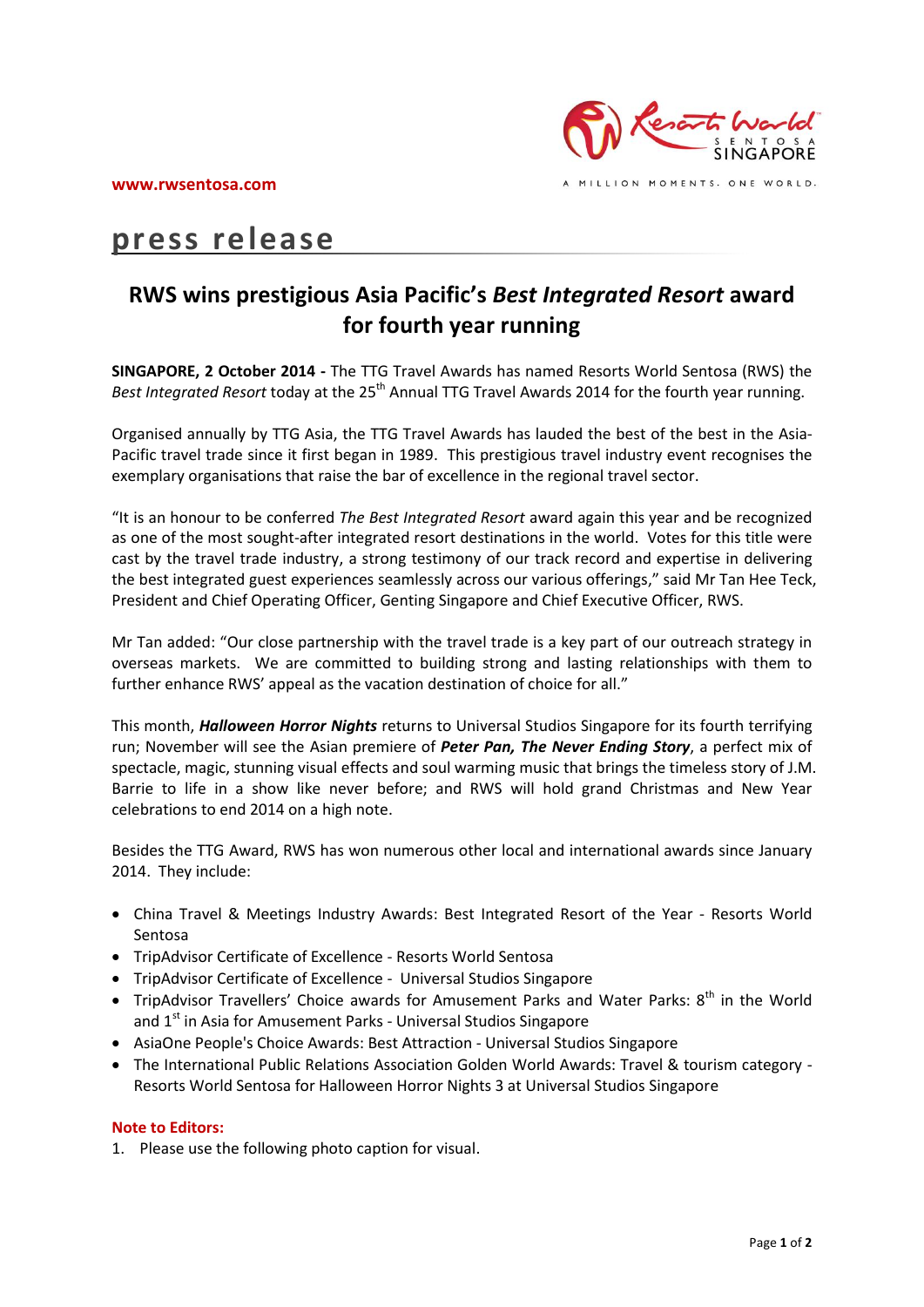www.rwsentosa.com

A MILLION MOMENTS. ONE WORLD.

# press release

## RWS wins prestigious Asia Pacific's *Best Integrated Resort* award for fourth year running

**SINGAPORE, 2 October 2014 -** The TTG Travel Awards has named Resorts World Sentosa (RWS) the *Best Integrated Resort* today at the 25th Annual TTG Travel Awards 2014 for the fourth year running.

Organised annually by TTG Asia, the TTG Travel Awards has lauded the best of the best in the Asia-Pacific travel trade since it first began in 1989. This prestigious travel industry event recognises the exemplary organisations that raise the bar of excellence in the regional travel sector.

"It is an honour to be conferred *The Best Integrated Resort* award again this year and be recognized as one of the most sought-after integrated resort destinations in the world. Votes for this title were cast by the travel trade industry, a strong testimony of our track record and expertise in delivering the best integrated guest experiences seamlessly across our various offerings," said Mr Tan Hee Teck, President and Chief Operating Officer, Genting Singapore and Chief Executive Officer, RWS.

Mr Tan added: "Our close partnership with the travel trade is a key part of our outreach strategy in overseas markets. We are committed to building strong and lasting relationships with them to further enhance RWS' appeal as the vacation destination of choice for all."

This month, ***Halloween Horror Nights*** returns to Universal Studios Singapore for its fourth terrifying run; November will see the Asian premiere of ***Peter Pan, The Never Ending Story***, a perfect mix of spectacle, magic, stunning visual effects and soul warming music that brings the timeless story of J.M. Barrie to life in a show like never before; and RWS will hold grand Christmas and New Year celebrations to end 2014 on a high note.

Besides the TTG Award, RWS has won numerous other local and international awards since January 2014. They include:

- China Travel & Meetings Industry Awards: Best Integrated Resort of the Year - Resorts World Sentosa
- TripAdvisor Certificate of Excellence - Resorts World Sentosa
- TripAdvisor Certificate of Excellence - Universal Studios Singapore
- TripAdvisor Travellers' Choice awards for Amusement Parks and Water Parks: 8th in the World and 1st in Asia for Amusement Parks - Universal Studios Singapore
- AsiaOne People's Choice Awards: Best Attraction - Universal Studios Singapore
- The International Public Relations Association Golden World Awards: Travel & tourism category - Resorts World Sentosa for Halloween Horror Nights 3 at Universal Studios Singapore

**Note to Editors:**

1. Please use the following photo caption for visual.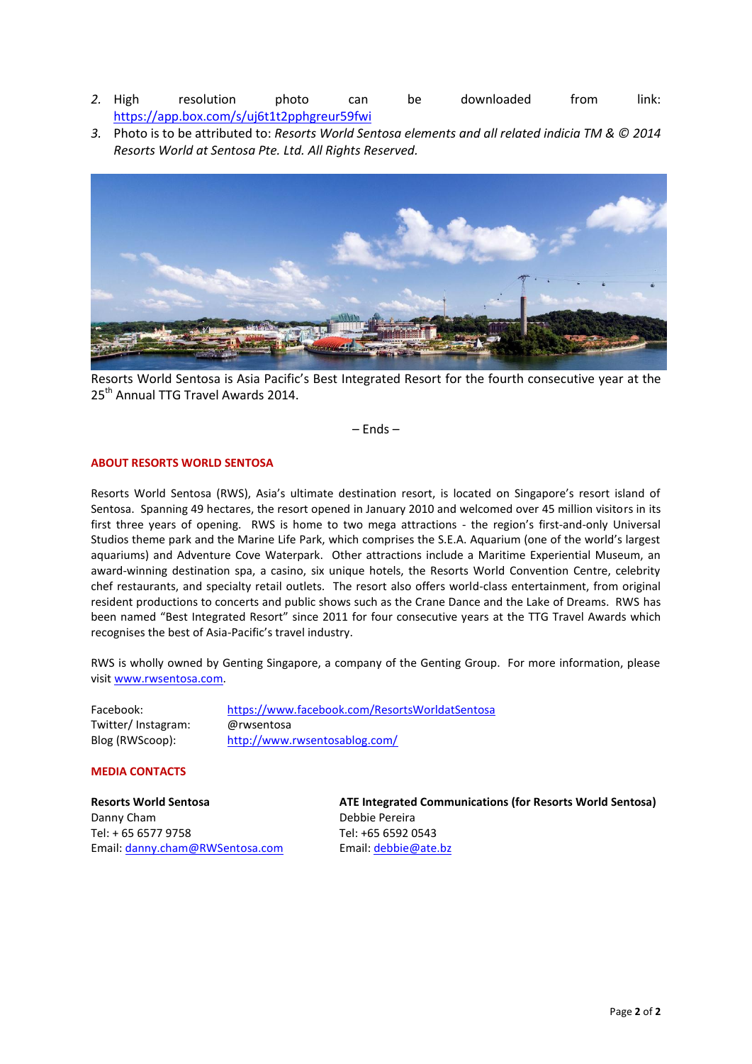2. High resolution photo can be downloaded from link: https://app.box.com/s/uj6t1t2pphgreur59fwi
3. Photo is to be attributed to: *Resorts World Sentosa elements and all related indicia TM & © 2014 Resorts World at Sentosa Pte. Ltd. All Rights Reserved.*

Resorts World Sentosa is Asia Pacific's Best Integrated Resort for the fourth consecutive year at the 25th Annual TTG Travel Awards 2014.

– Ends –

**ABOUT RESORTS WORLD SENTOSA**

Resorts World Sentosa (RWS), Asia's ultimate destination resort, is located on Singapore's resort island of Sentosa. Spanning 49 hectares, the resort opened in January 2010 and welcomed over 45 million visitors in its first three years of opening. RWS is home to two mega attractions - the region's first-and-only Universal Studios theme park and the Marine Life Park, which comprises the S.E.A. Aquarium (one of the world's largest aquariums) and Adventure Cove Waterpark. Other attractions include a Maritime Experiential Museum, an award-winning destination spa, a casino, six unique hotels, the Resorts World Convention Centre, celebrity chef restaurants, and specialty retail outlets. The resort also offers world-class entertainment, from original resident productions to concerts and public shows such as the Crane Dance and the Lake of Dreams. RWS has been named "Best Integrated Resort" since 2011 for four consecutive years at the TTG Travel Awards which recognises the best of Asia-Pacific's travel industry.

RWS is wholly owned by Genting Singapore, a company of the Genting Group. For more information, please visit www.rwsentosa.com.

| | |
|---|---|
| Facebook: | https://www.facebook.com/ResortsWorldatSentosa |
| Twitter/ Instagram: | @rwsentosa |
| Blog (RWScoop): | http://www.rwsentosablog.com/ |

**MEDIA CONTACTS**

**Resorts World Sentosa**
Danny Cham
Tel: + 65 6577 9758
Email: danny.cham@RWSentosa.com

**ATE Integrated Communications (for Resorts World Sentosa)**
Debbie Pereira
Tel: +65 6592 0543
Email: debbie@ate.bz